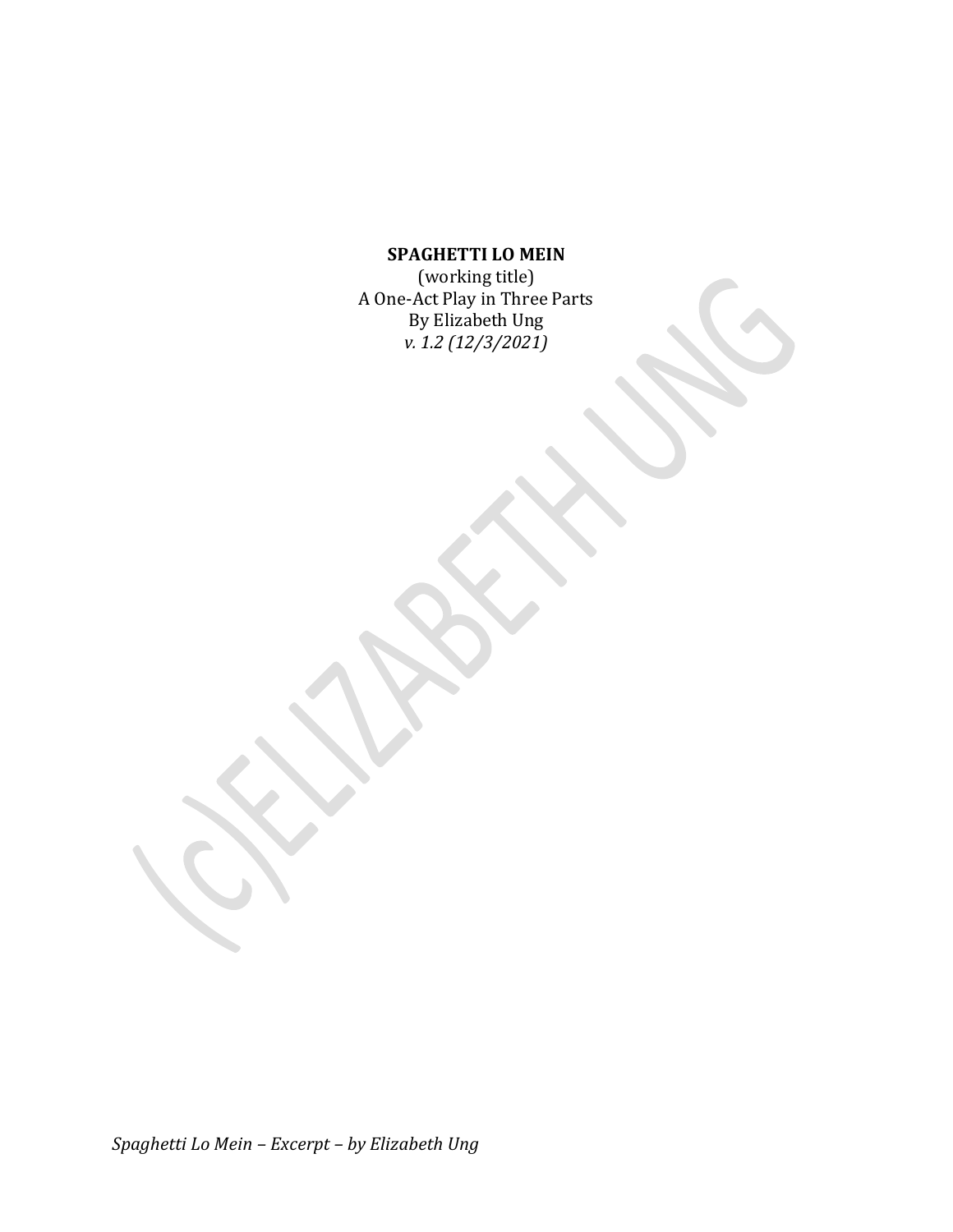**SPAGHETTI LO MEIN**

(working title)

A One-Act Play in Three Parts

By Elizabeth Ung

*v. 1.2 (12/3/2021)*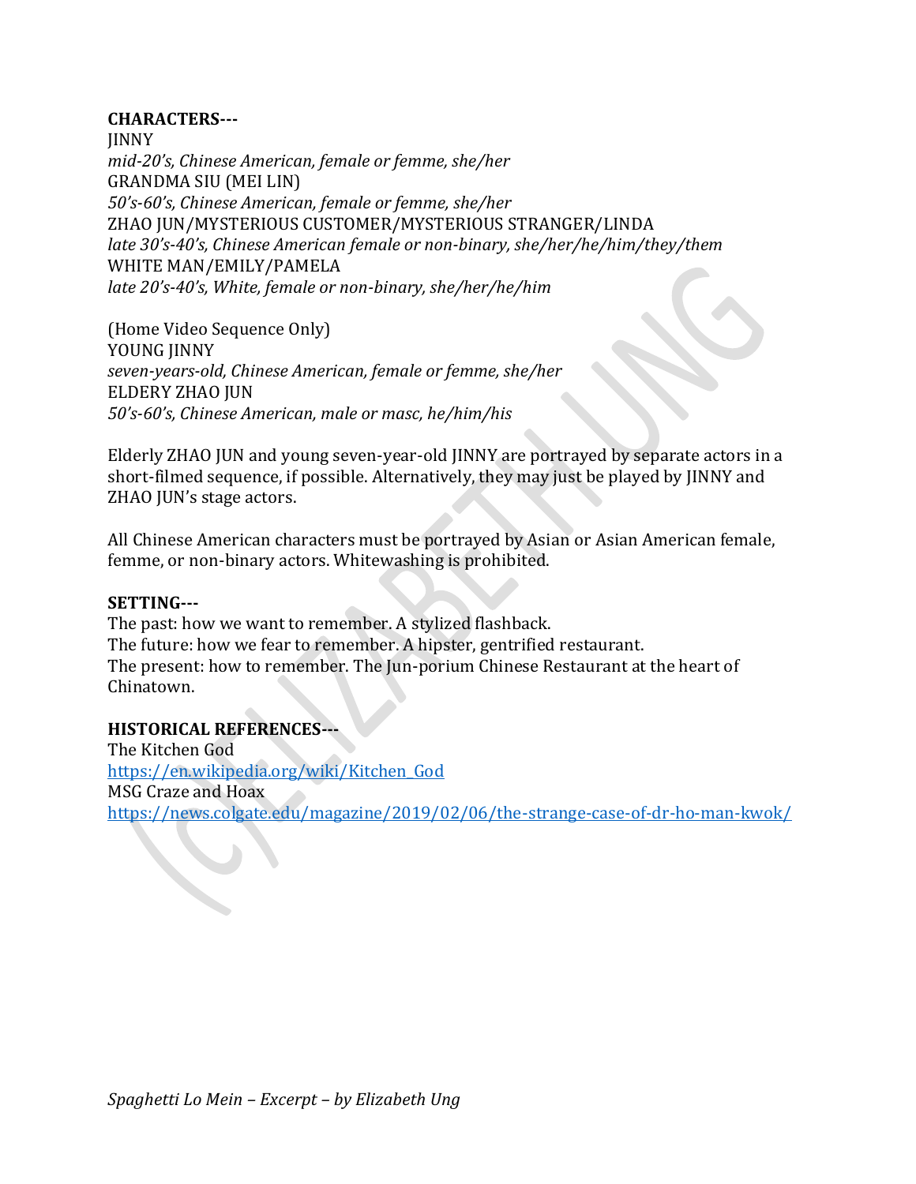**CHARACTERS---**
JINNY
*mid-20's, Chinese American, female or femme, she/her*
GRANDMA SIU (MEI LIN)
*50's-60's, Chinese American, female or femme, she/her*
ZHAO JUN/MYSTERIOUS CUSTOMER/MYSTERIOUS STRANGER/LINDA
*late 30's-40's, Chinese American female or non-binary, she/her/he/him/they/them*
WHITE MAN/EMILY/PAMELA
*late 20's-40's, White, female or non-binary, she/her/he/him*

(Home Video Sequence Only)
YOUNG JINNY
*seven-years-old, Chinese American, female or femme, she/her*
ELDERY ZHAO JUN
*50's-60's, Chinese American, male or masc, he/him/his*

Elderly ZHAO JUN and young seven-year-old JINNY are portrayed by separate actors in a short-filmed sequence, if possible. Alternatively, they may just be played by JINNY and ZHAO JUN's stage actors.

All Chinese American characters must be portrayed by Asian or Asian American female, femme, or non-binary actors. Whitewashing is prohibited.

**SETTING---**
The past: how we want to remember. A stylized flashback.
The future: how we fear to remember. A hipster, gentrified restaurant.
The present: how to remember. The Jun-porium Chinese Restaurant at the heart of Chinatown.

**HISTORICAL REFERENCES---**
The Kitchen God
https://en.wikipedia.org/wiki/Kitchen_God
MSG Craze and Hoax
https://news.colgate.edu/magazine/2019/02/06/the-strange-case-of-dr-ho-man-kwok/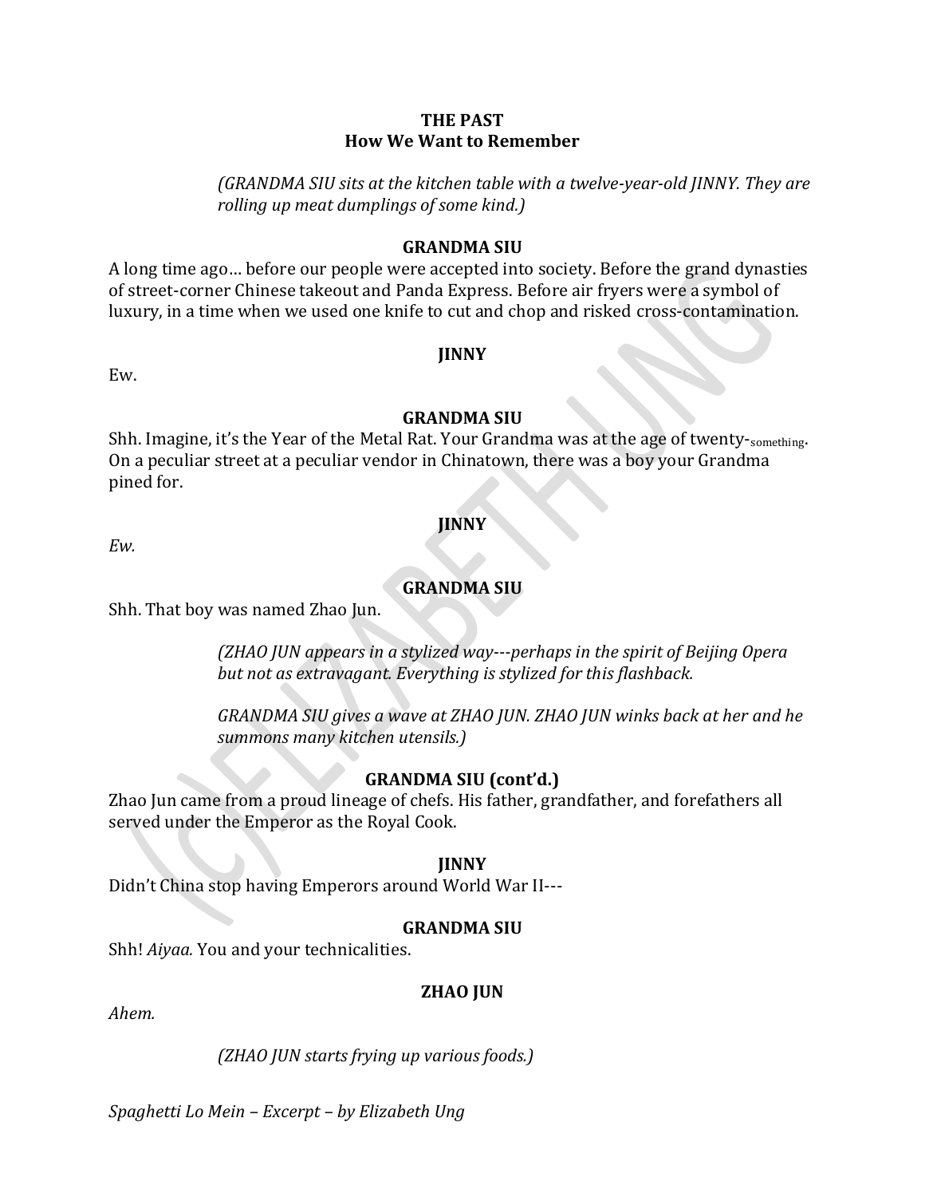**THE PAST**
**How We Want to Remember**

*(GRANDMA SIU sits at the kitchen table with a twelve-year-old JINNY. They are rolling up meat dumplings of some kind.)*

**GRANDMA SIU**

A long time ago… before our people were accepted into society. Before the grand dynasties of street-corner Chinese takeout and Panda Express. Before air fryers were a symbol of luxury, in a time when we used one knife to cut and chop and risked cross-contamination.

**JINNY**

Ew.

**GRANDMA SIU**

Shh. Imagine, it's the Year of the Metal Rat. Your Grandma was at the age of twenty-something. On a peculiar street at a peculiar vendor in Chinatown, there was a boy your Grandma pined for.

**JINNY**

*Ew.*

**GRANDMA SIU**

Shh. That boy was named Zhao Jun.

*(ZHAO JUN appears in a stylized way---perhaps in the spirit of Beijing Opera but not as extravagant. Everything is stylized for this flashback.*

*GRANDMA SIU gives a wave at ZHAO JUN. ZHAO JUN winks back at her and he summons many kitchen utensils.)*

**GRANDMA SIU (cont'd.)**

Zhao Jun came from a proud lineage of chefs. His father, grandfather, and forefathers all served under the Emperor as the Royal Cook.

**JINNY**

Didn't China stop having Emperors around World War II---

**GRANDMA SIU**

Shh! *Aiyaa.* You and your technicalities.

**ZHAO JUN**

*Ahem.*

*(ZHAO JUN starts frying up various foods.)*

*Spaghetti Lo Mein – Excerpt – by Elizabeth Ung*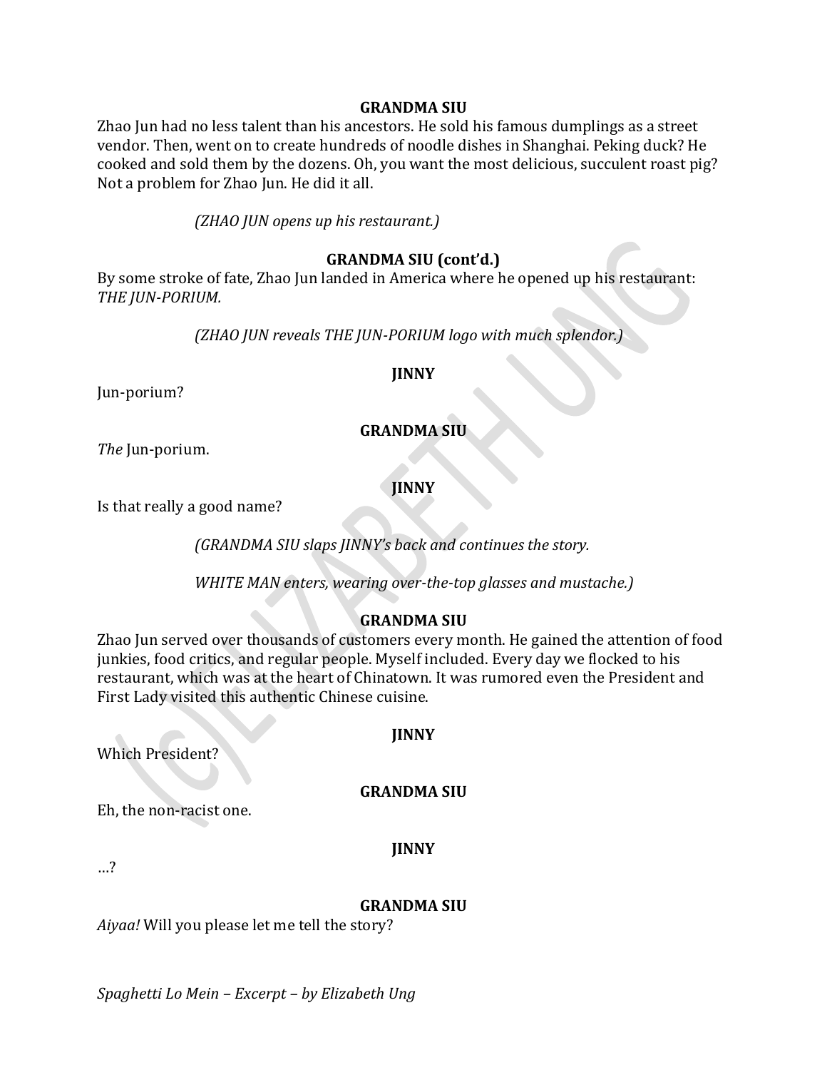**GRANDMA SIU**

Zhao Jun had no less talent than his ancestors. He sold his famous dumplings as a street vendor. Then, went on to create hundreds of noodle dishes in Shanghai. Peking duck? He cooked and sold them by the dozens. Oh, you want the most delicious, succulent roast pig? Not a problem for Zhao Jun. He did it all.

*(ZHAO JUN opens up his restaurant.)*

**GRANDMA SIU (cont'd.)**

By some stroke of fate, Zhao Jun landed in America where he opened up his restaurant: *THE JUN-PORIUM.*

*(ZHAO JUN reveals THE JUN-PORIUM logo with much splendor.)*

**JINNY**

Jun-porium?

**GRANDMA SIU**

*The* Jun-porium.

**JINNY**

Is that really a good name?

*(GRANDMA SIU slaps JINNY's back and continues the story.*

*WHITE MAN enters, wearing over-the-top glasses and mustache.)*

**GRANDMA SIU**

Zhao Jun served over thousands of customers every month. He gained the attention of food junkies, food critics, and regular people. Myself included. Every day we flocked to his restaurant, which was at the heart of Chinatown. It was rumored even the President and First Lady visited this authentic Chinese cuisine.

**JINNY**

Which President?

**GRANDMA SIU**

Eh, the non-racist one.

**JINNY**

…?

**GRANDMA SIU**

*Aiyaa!* Will you please let me tell the story?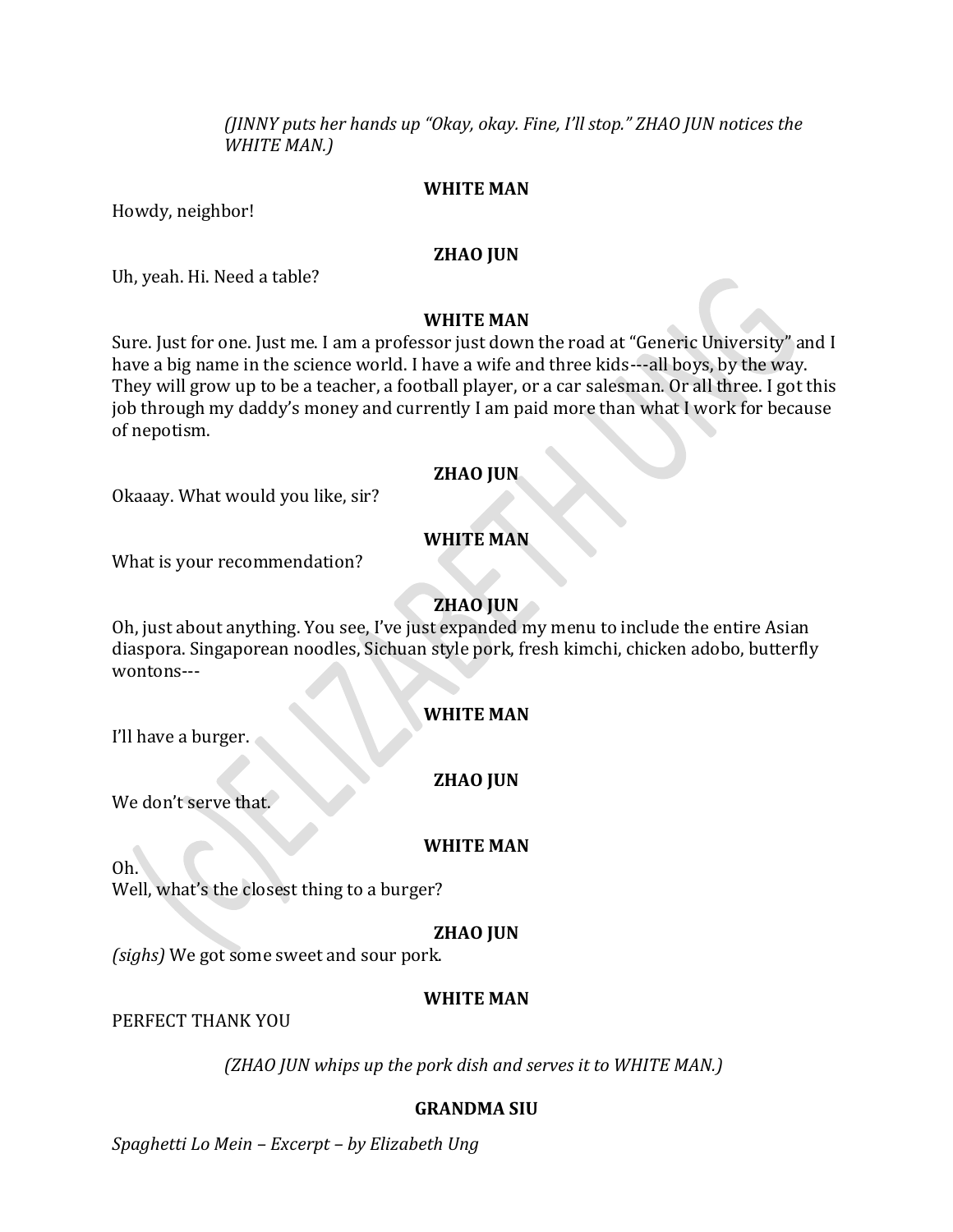*(JINNY puts her hands up "Okay, okay. Fine, I'll stop." ZHAO JUN notices the WHITE MAN.)*

**WHITE MAN**

Howdy, neighbor!

**ZHAO JUN**

Uh, yeah. Hi. Need a table?

**WHITE MAN**

Sure. Just for one. Just me. I am a professor just down the road at "Generic University" and I have a big name in the science world. I have a wife and three kids---all boys, by the way. They will grow up to be a teacher, a football player, or a car salesman. Or all three. I got this job through my daddy's money and currently I am paid more than what I work for because of nepotism.

**ZHAO JUN**

Okaaay. What would you like, sir?

**WHITE MAN**

What is your recommendation?

**ZHAO JUN**

Oh, just about anything. You see, I've just expanded my menu to include the entire Asian diaspora. Singaporean noodles, Sichuan style pork, fresh kimchi, chicken adobo, butterfly wontons---

**WHITE MAN**

I'll have a burger.

**ZHAO JUN**

We don't serve that.

**WHITE MAN**

Oh.
Well, what's the closest thing to a burger?

**ZHAO JUN**

*(sighs)* We got some sweet and sour pork.

**WHITE MAN**

PERFECT THANK YOU

*(ZHAO JUN whips up the pork dish and serves it to WHITE MAN.)*

**GRANDMA SIU**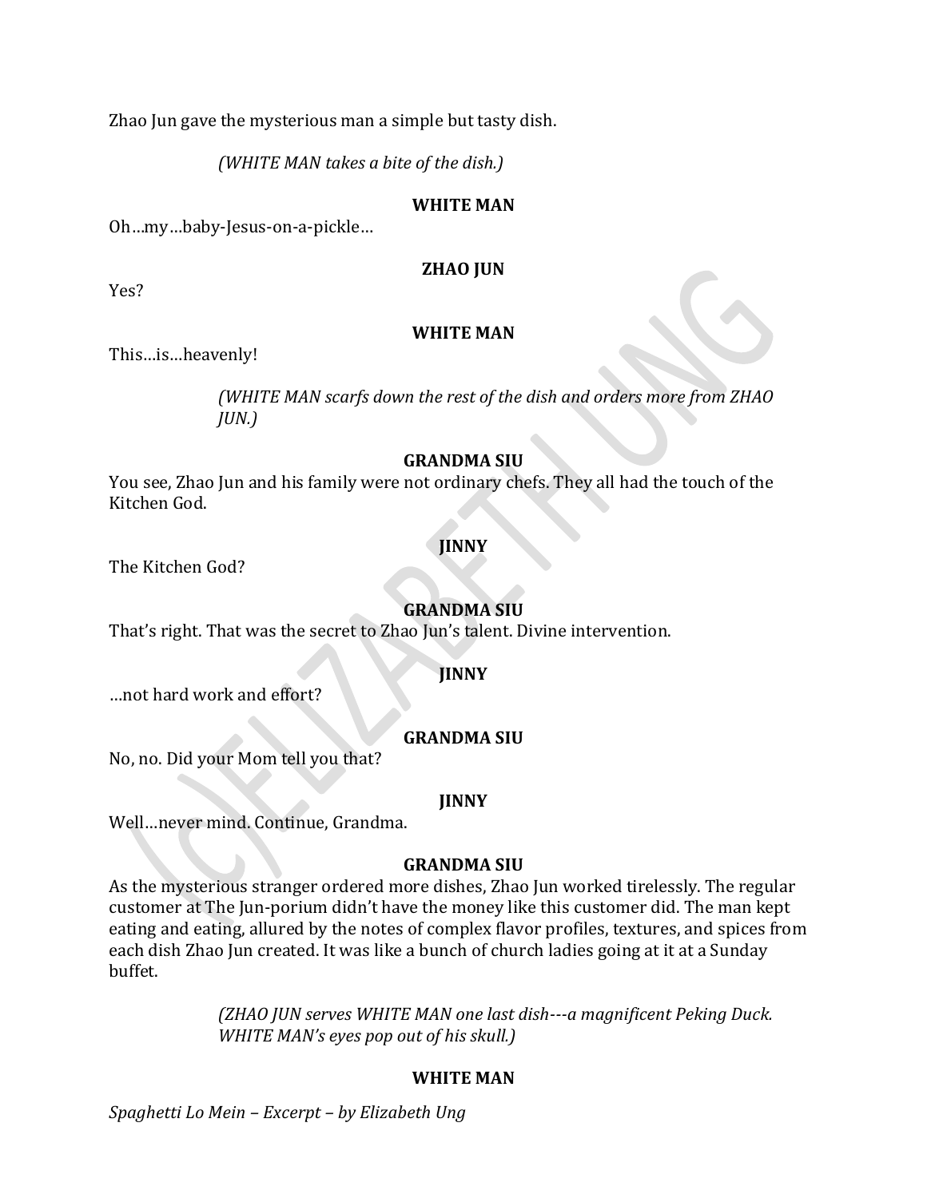Zhao Jun gave the mysterious man a simple but tasty dish.

*(WHITE MAN takes a bite of the dish.)*

**WHITE MAN**

Oh…my…baby-Jesus-on-a-pickle…

**ZHAO JUN**

Yes?

**WHITE MAN**

This…is…heavenly!

*(WHITE MAN scarfs down the rest of the dish and orders more from ZHAO JUN.)*

**GRANDMA SIU**

You see, Zhao Jun and his family were not ordinary chefs. They all had the touch of the Kitchen God.

**JINNY**

The Kitchen God?

**GRANDMA SIU**

That's right. That was the secret to Zhao Jun's talent. Divine intervention.

**JINNY**

…not hard work and effort?

**GRANDMA SIU**

No, no. Did your Mom tell you that?

**JINNY**

Well…never mind. Continue, Grandma.

**GRANDMA SIU**

As the mysterious stranger ordered more dishes, Zhao Jun worked tirelessly. The regular customer at The Jun-porium didn't have the money like this customer did. The man kept eating and eating, allured by the notes of complex flavor profiles, textures, and spices from each dish Zhao Jun created. It was like a bunch of church ladies going at it at a Sunday buffet.

*(ZHAO JUN serves WHITE MAN one last dish---a magnificent Peking Duck. WHITE MAN's eyes pop out of his skull.)*

**WHITE MAN**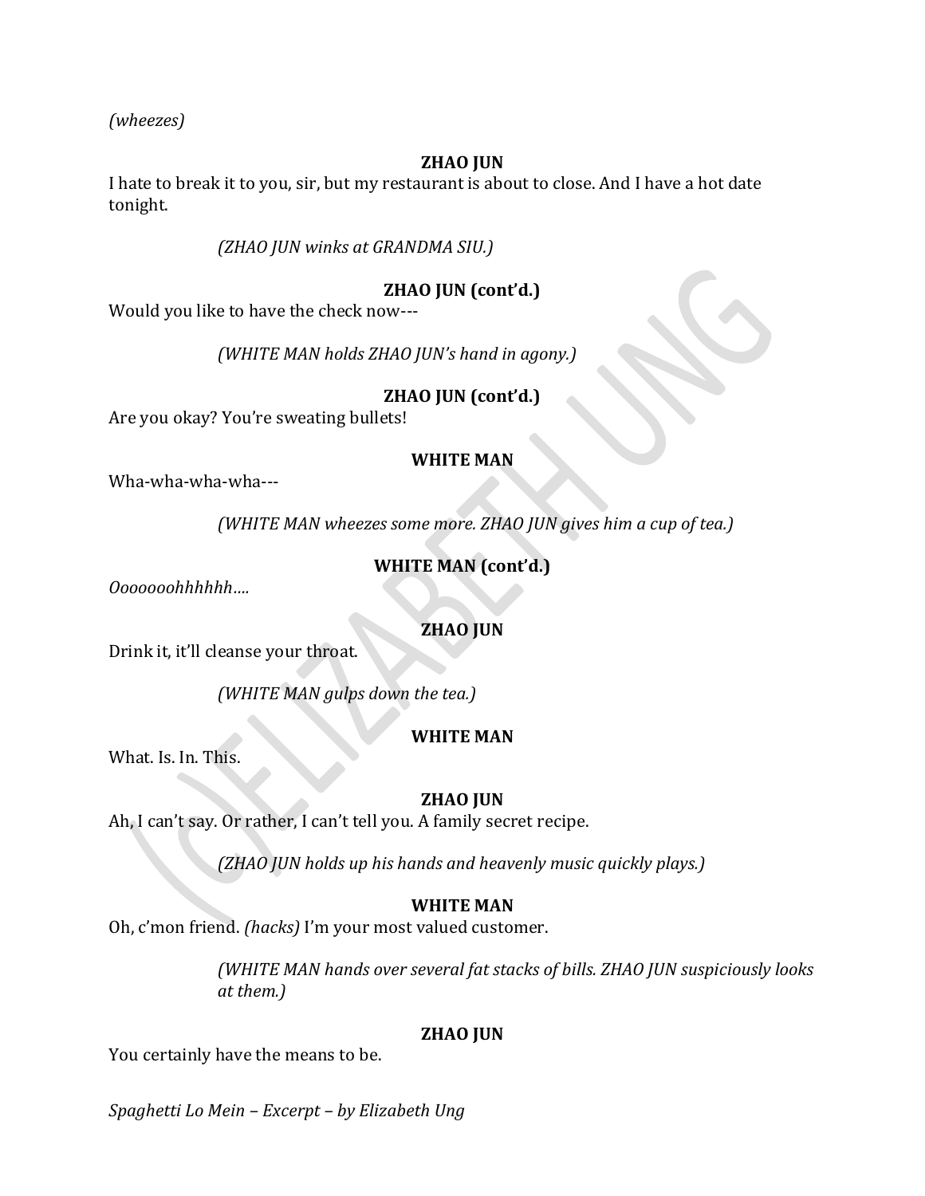*(wheezes)*

**ZHAO JUN**

I hate to break it to you, sir, but my restaurant is about to close. And I have a hot date tonight.

*(ZHAO JUN winks at GRANDMA SIU.)*

**ZHAO JUN (cont'd.)**

Would you like to have the check now---

*(WHITE MAN holds ZHAO JUN's hand in agony.)*

**ZHAO JUN (cont'd.)**

Are you okay? You're sweating bullets!

**WHITE MAN**

Wha-wha-wha-wha---

*(WHITE MAN wheezes some more. ZHAO JUN gives him a cup of tea.)*

**WHITE MAN (cont'd.)**

*Oooooooohhhhhh….*

**ZHAO JUN**

Drink it, it'll cleanse your throat.

*(WHITE MAN gulps down the tea.)*

**WHITE MAN**

What. Is. In. This.

**ZHAO JUN**

Ah, I can't say. Or rather, I can't tell you. A family secret recipe.

*(ZHAO JUN holds up his hands and heavenly music quickly plays.)*

**WHITE MAN**

Oh, c'mon friend. *(hacks)* I'm your most valued customer.

*(WHITE MAN hands over several fat stacks of bills. ZHAO JUN suspiciously looks at them.)*

**ZHAO JUN**

You certainly have the means to be.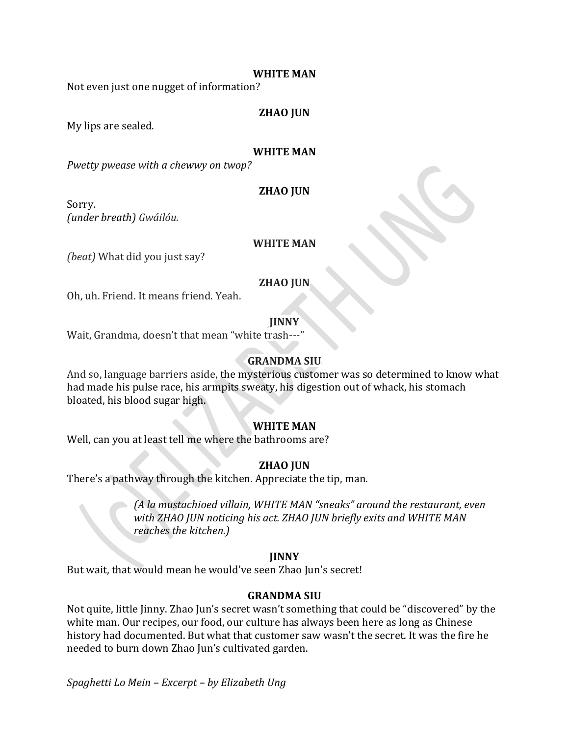**WHITE MAN**

Not even just one nugget of information?

**ZHAO JUN**

My lips are sealed.

**WHITE MAN**

*Pwetty pwease with a chewwy on twop?*

**ZHAO JUN**

Sorry.
*(under breath) Gwáilóu.*

**WHITE MAN**

*(beat)* What did you just say?

**ZHAO JUN**

Oh, uh. Friend. It means friend. Yeah.

**JINNY**

Wait, Grandma, doesn't that mean "white trash---"

**GRANDMA SIU**

And so, language barriers aside, the mysterious customer was so determined to know what had made his pulse race, his armpits sweaty, his digestion out of whack, his stomach bloated, his blood sugar high.

**WHITE MAN**

Well, can you at least tell me where the bathrooms are?

**ZHAO JUN**

There's a pathway through the kitchen. Appreciate the tip, man.

> *(A la mustachioed villain, WHITE MAN "sneaks" around the restaurant, even with ZHAO JUN noticing his act. ZHAO JUN briefly exits and WHITE MAN reaches the kitchen.)*

**JINNY**

But wait, that would mean he would've seen Zhao Jun's secret!

**GRANDMA SIU**

Not quite, little Jinny. Zhao Jun's secret wasn't something that could be "discovered" by the white man. Our recipes, our food, our culture has always been here as long as Chinese history had documented. But what that customer saw wasn't the secret. It was the fire he needed to burn down Zhao Jun's cultivated garden.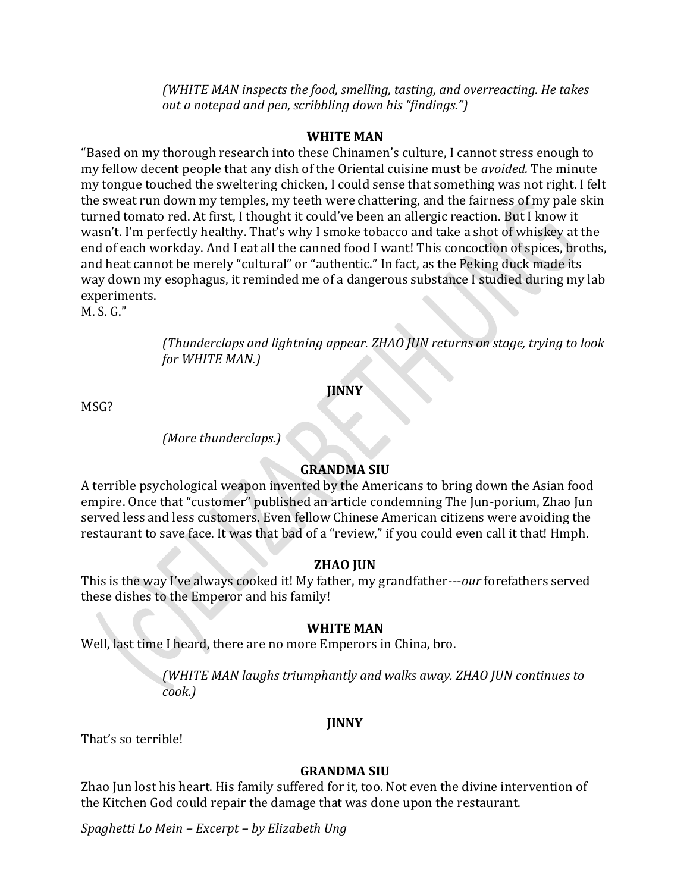*(WHITE MAN inspects the food, smelling, tasting, and overreacting. He takes out a notepad and pen, scribbling down his "findings.")*

**WHITE MAN**

"Based on my thorough research into these Chinamen's culture, I cannot stress enough to my fellow decent people that any dish of the Oriental cuisine must be *avoided.* The minute my tongue touched the sweltering chicken, I could sense that something was not right. I felt the sweat run down my temples, my teeth were chattering, and the fairness of my pale skin turned tomato red. At first, I thought it could've been an allergic reaction. But I know it wasn't. I'm perfectly healthy. That's why I smoke tobacco and take a shot of whiskey at the end of each workday. And I eat all the canned food I want! This concoction of spices, broths, and heat cannot be merely "cultural" or "authentic." In fact, as the Peking duck made its way down my esophagus, it reminded me of a dangerous substance I studied during my lab experiments.
M. S. G."

*(Thunderclaps and lightning appear. ZHAO JUN returns on stage, trying to look for WHITE MAN.)*

**JINNY**

MSG?

*(More thunderclaps.)*

**GRANDMA SIU**

A terrible psychological weapon invented by the Americans to bring down the Asian food empire. Once that "customer" published an article condemning The Jun-porium, Zhao Jun served less and less customers. Even fellow Chinese American citizens were avoiding the restaurant to save face. It was that bad of a "review," if you could even call it that! Hmph.

**ZHAO JUN**

This is the way I've always cooked it! My father, my grandfather---*our* forefathers served these dishes to the Emperor and his family!

**WHITE MAN**

Well, last time I heard, there are no more Emperors in China, bro.

*(WHITE MAN laughs triumphantly and walks away. ZHAO JUN continues to cook.)*

**JINNY**

That's so terrible!

**GRANDMA SIU**

Zhao Jun lost his heart. His family suffered for it, too. Not even the divine intervention of the Kitchen God could repair the damage that was done upon the restaurant.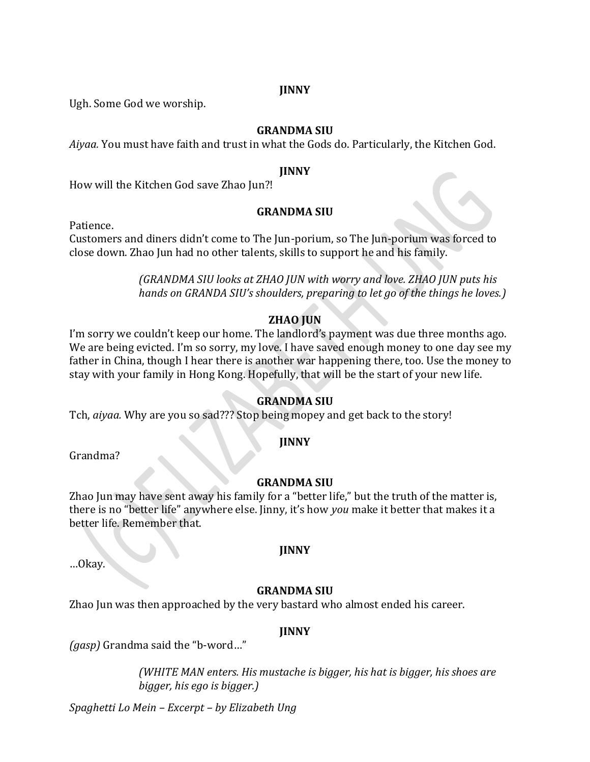**JINNY**

Ugh. Some God we worship.

**GRANDMA SIU**

*Aiyaa.* You must have faith and trust in what the Gods do. Particularly, the Kitchen God.

**JINNY**

How will the Kitchen God save Zhao Jun?!

**GRANDMA SIU**

Patience.
Customers and diners didn't come to The Jun-porium, so The Jun-porium was forced to close down. Zhao Jun had no other talents, skills to support he and his family.

> *(GRANDMA SIU looks at ZHAO JUN with worry and love. ZHAO JUN puts his hands on GRANDA SIU's shoulders, preparing to let go of the things he loves.)*

**ZHAO JUN**

I'm sorry we couldn't keep our home. The landlord's payment was due three months ago. We are being evicted. I'm so sorry, my love. I have saved enough money to one day see my father in China, though I hear there is another war happening there, too. Use the money to stay with your family in Hong Kong. Hopefully, that will be the start of your new life.

**GRANDMA SIU**

Tch, *aiyaa.* Why are you so sad??? Stop being mopey and get back to the story!

**JINNY**

Grandma?

**GRANDMA SIU**

Zhao Jun may have sent away his family for a "better life," but the truth of the matter is, there is no "better life" anywhere else. Jinny, it's how *you* make it better that makes it a better life. Remember that.

**JINNY**

…Okay.

**GRANDMA SIU**

Zhao Jun was then approached by the very bastard who almost ended his career.

**JINNY**

*(gasp)* Grandma said the "b-word…"

> *(WHITE MAN enters. His mustache is bigger, his hat is bigger, his shoes are bigger, his ego is bigger.)*

*Spaghetti Lo Mein – Excerpt – by Elizabeth Ung*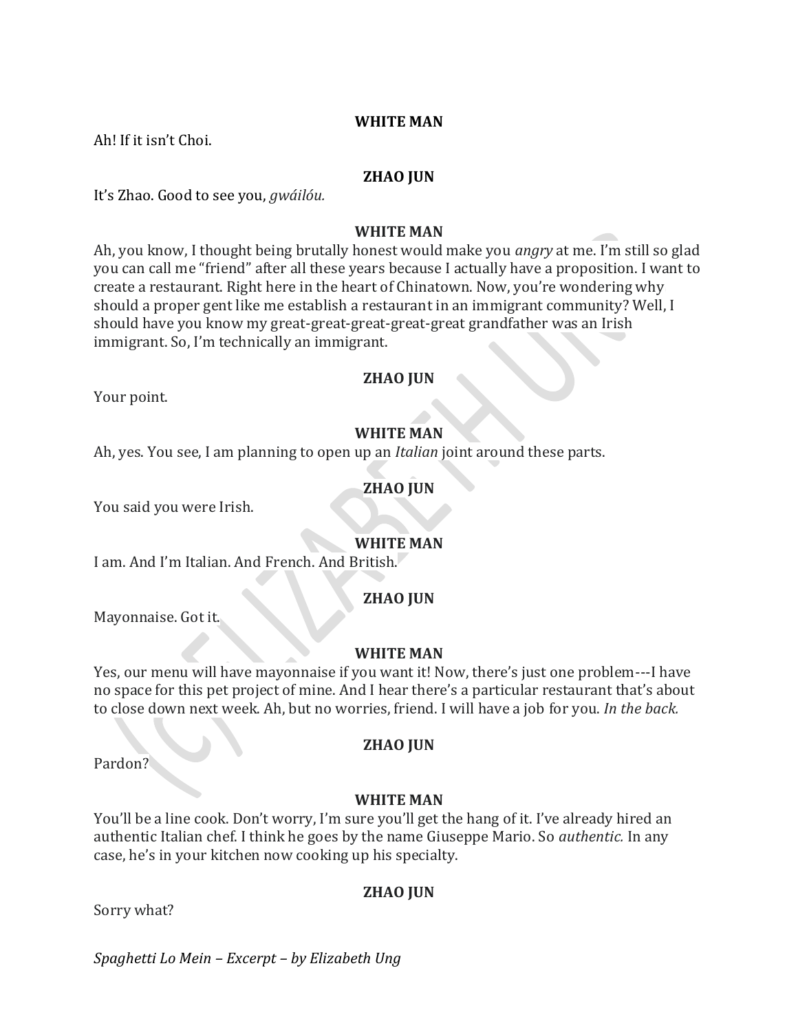**WHITE MAN**

Ah! If it isn't Choi.

**ZHAO JUN**

It's Zhao. Good to see you, *gwáilóu.*

**WHITE MAN**

Ah, you know, I thought being brutally honest would make you *angry* at me. I'm still so glad you can call me "friend" after all these years because I actually have a proposition. I want to create a restaurant. Right here in the heart of Chinatown. Now, you're wondering why should a proper gent like me establish a restaurant in an immigrant community? Well, I should have you know my great-great-great-great-great grandfather was an Irish immigrant. So, I'm technically an immigrant.

**ZHAO JUN**

Your point.

**WHITE MAN**

Ah, yes. You see, I am planning to open up an *Italian* joint around these parts.

**ZHAO JUN**

You said you were Irish.

**WHITE MAN**

I am. And I'm Italian. And French. And British.

**ZHAO JUN**

Mayonnaise. Got it.

**WHITE MAN**

Yes, our menu will have mayonnaise if you want it! Now, there's just one problem---I have no space for this pet project of mine. And I hear there's a particular restaurant that's about to close down next week. Ah, but no worries, friend. I will have a job for you. *In the back.*

**ZHAO JUN**

Pardon?

**WHITE MAN**

You'll be a line cook. Don't worry, I'm sure you'll get the hang of it. I've already hired an authentic Italian chef. I think he goes by the name Giuseppe Mario. So *authentic.* In any case, he's in your kitchen now cooking up his specialty.

**ZHAO JUN**

Sorry what?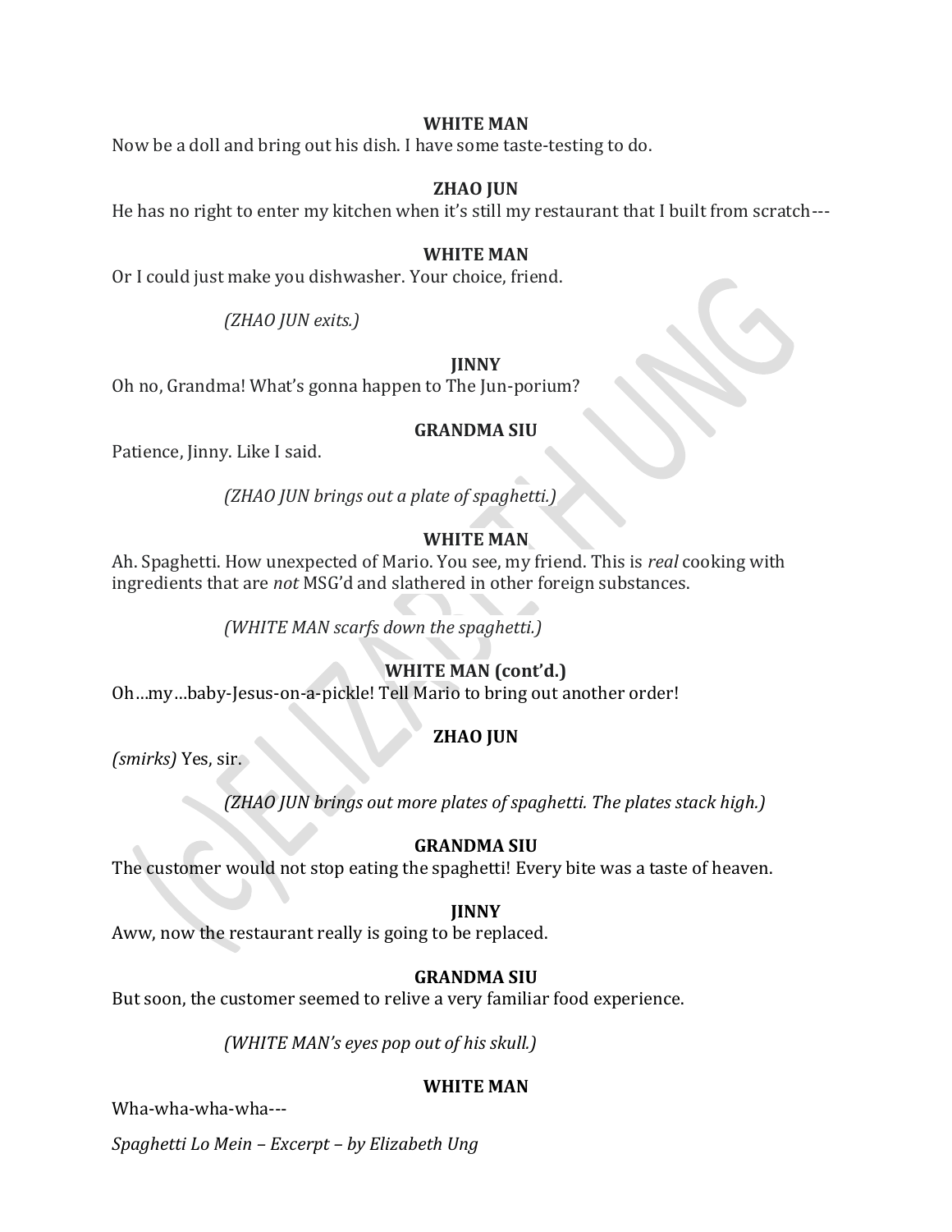**WHITE MAN**

Now be a doll and bring out his dish. I have some taste-testing to do.

**ZHAO JUN**

He has no right to enter my kitchen when it's still my restaurant that I built from scratch---

**WHITE MAN**

Or I could just make you dishwasher. Your choice, friend.

*(ZHAO JUN exits.)*

**JINNY**

Oh no, Grandma! What's gonna happen to The Jun-porium?

**GRANDMA SIU**

Patience, Jinny. Like I said.

*(ZHAO JUN brings out a plate of spaghetti.)*

**WHITE MAN**

Ah. Spaghetti. How unexpected of Mario. You see, my friend. This is *real* cooking with ingredients that are *not* MSG'd and slathered in other foreign substances.

*(WHITE MAN scarfs down the spaghetti.)*

**WHITE MAN (cont'd.)**

Oh…my…baby-Jesus-on-a-pickle! Tell Mario to bring out another order!

**ZHAO JUN**

*(smirks)* Yes, sir.

*(ZHAO JUN brings out more plates of spaghetti. The plates stack high.)*

**GRANDMA SIU**

The customer would not stop eating the spaghetti! Every bite was a taste of heaven.

**JINNY**

Aww, now the restaurant really is going to be replaced.

**GRANDMA SIU**

But soon, the customer seemed to relive a very familiar food experience.

*(WHITE MAN's eyes pop out of his skull.)*

**WHITE MAN**

Wha-wha-wha-wha---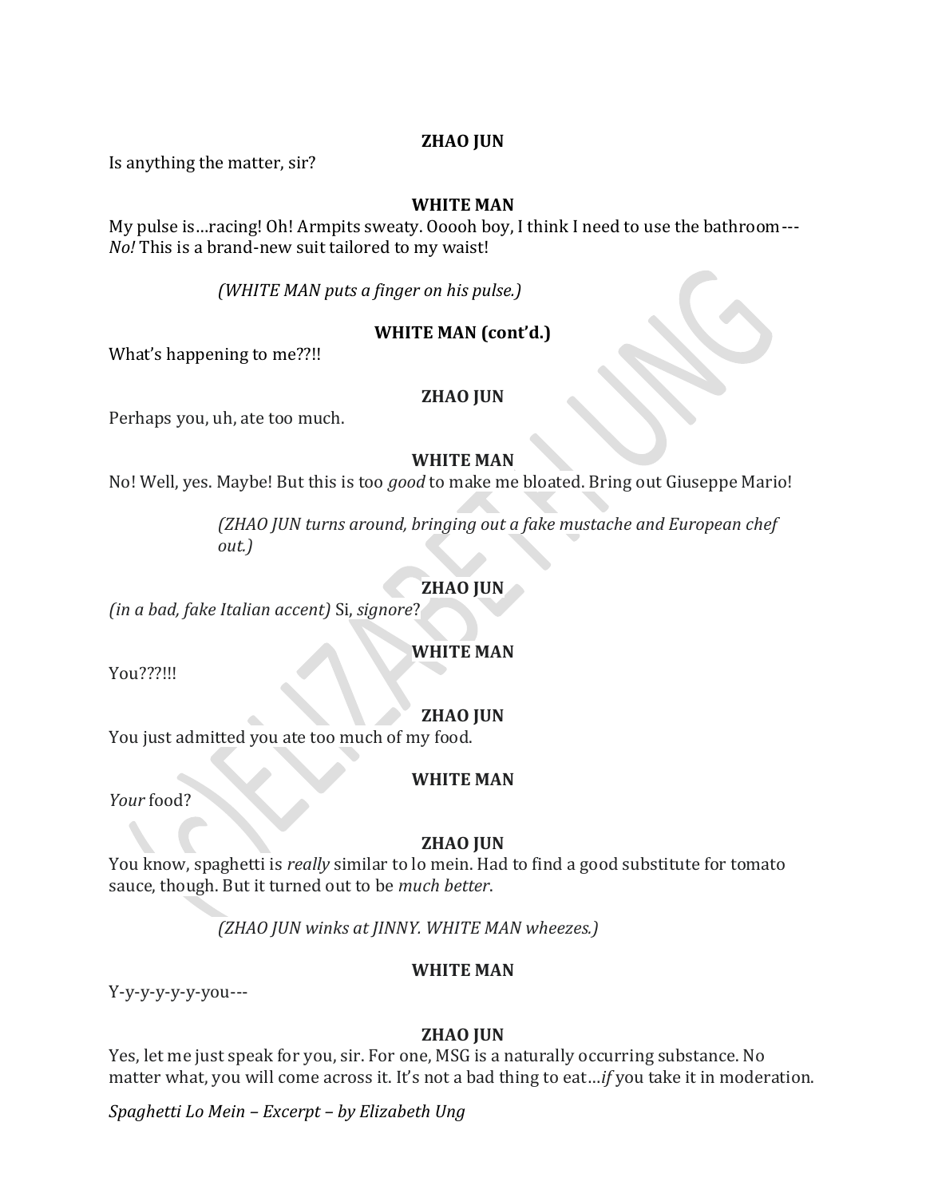**ZHAO JUN**

Is anything the matter, sir?

**WHITE MAN**

My pulse is…racing! Oh! Armpits sweaty. Ooooh boy, I think I need to use the bathroom--- *No!* This is a brand-new suit tailored to my waist!

*(WHITE MAN puts a finger on his pulse.)*

**WHITE MAN (cont'd.)**

What's happening to me??!!

**ZHAO JUN**

Perhaps you, uh, ate too much.

**WHITE MAN**

No! Well, yes. Maybe! But this is too *good* to make me bloated. Bring out Giuseppe Mario!

*(ZHAO JUN turns around, bringing out a fake mustache and European chef out.)*

**ZHAO JUN**

*(in a bad, fake Italian accent)* Si, *signore*?

**WHITE MAN**

You???!!!

**ZHAO JUN**

You just admitted you ate too much of my food.

**WHITE MAN**

*Your* food?

**ZHAO JUN**

You know, spaghetti is *really* similar to lo mein. Had to find a good substitute for tomato sauce, though. But it turned out to be *much better*.

*(ZHAO JUN winks at JINNY. WHITE MAN wheezes.)*

**WHITE MAN**

Y-y-y-y-y-y-you---

**ZHAO JUN**

Yes, let me just speak for you, sir. For one, MSG is a naturally occurring substance. No matter what, you will come across it. It's not a bad thing to eat…*if* you take it in moderation.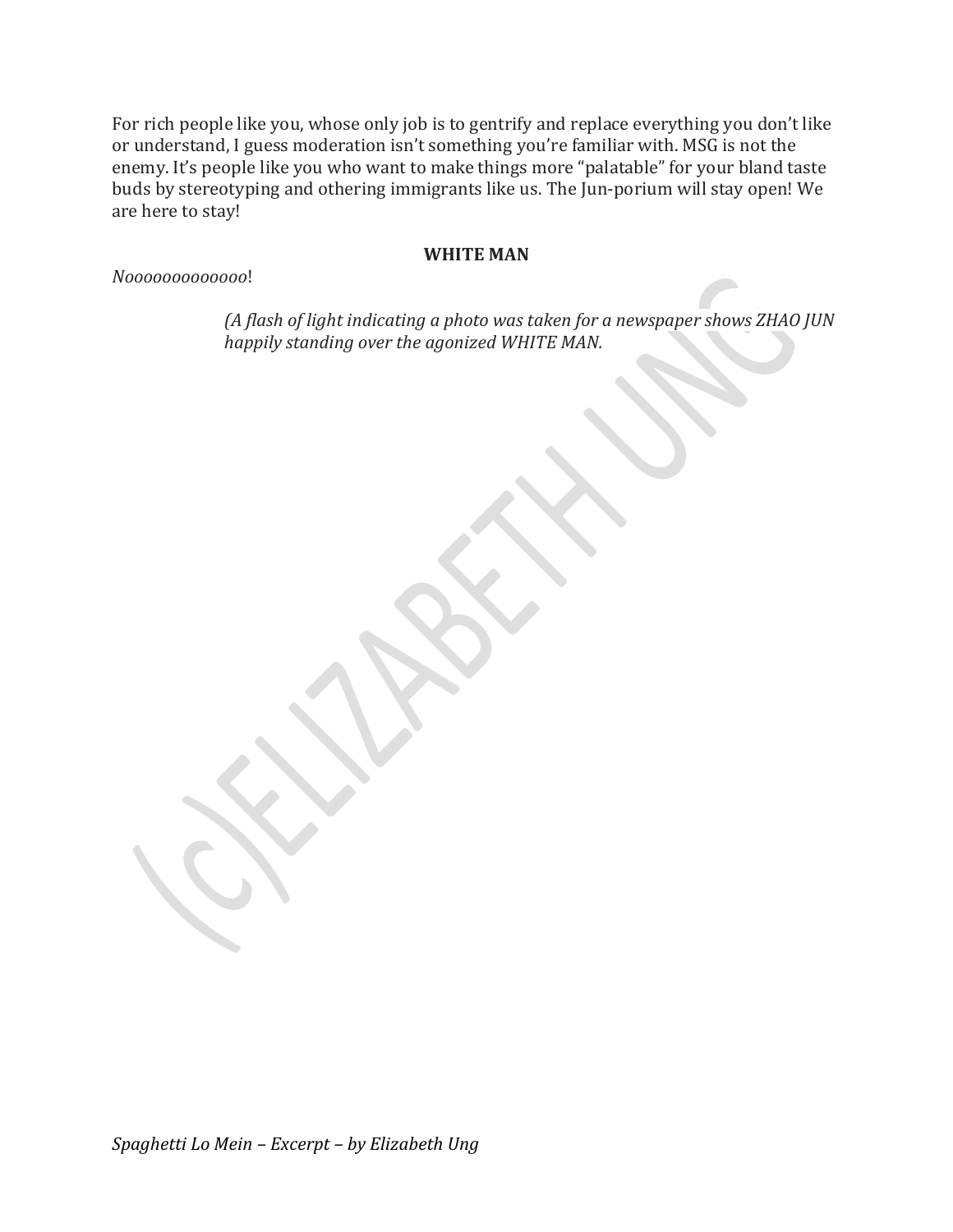For rich people like you, whose only job is to gentrify and replace everything you don't like or understand, I guess moderation isn't something you're familiar with. MSG is not the enemy. It's people like you who want to make things more "palatable" for your bland taste buds by stereotyping and othering immigrants like us. The Jun-porium will stay open! We are here to stay!

**WHITE MAN**

*Noooooooooooo*!

*(A flash of light indicating a photo was taken for a newspaper shows ZHAO JUN happily standing over the agonized WHITE MAN.*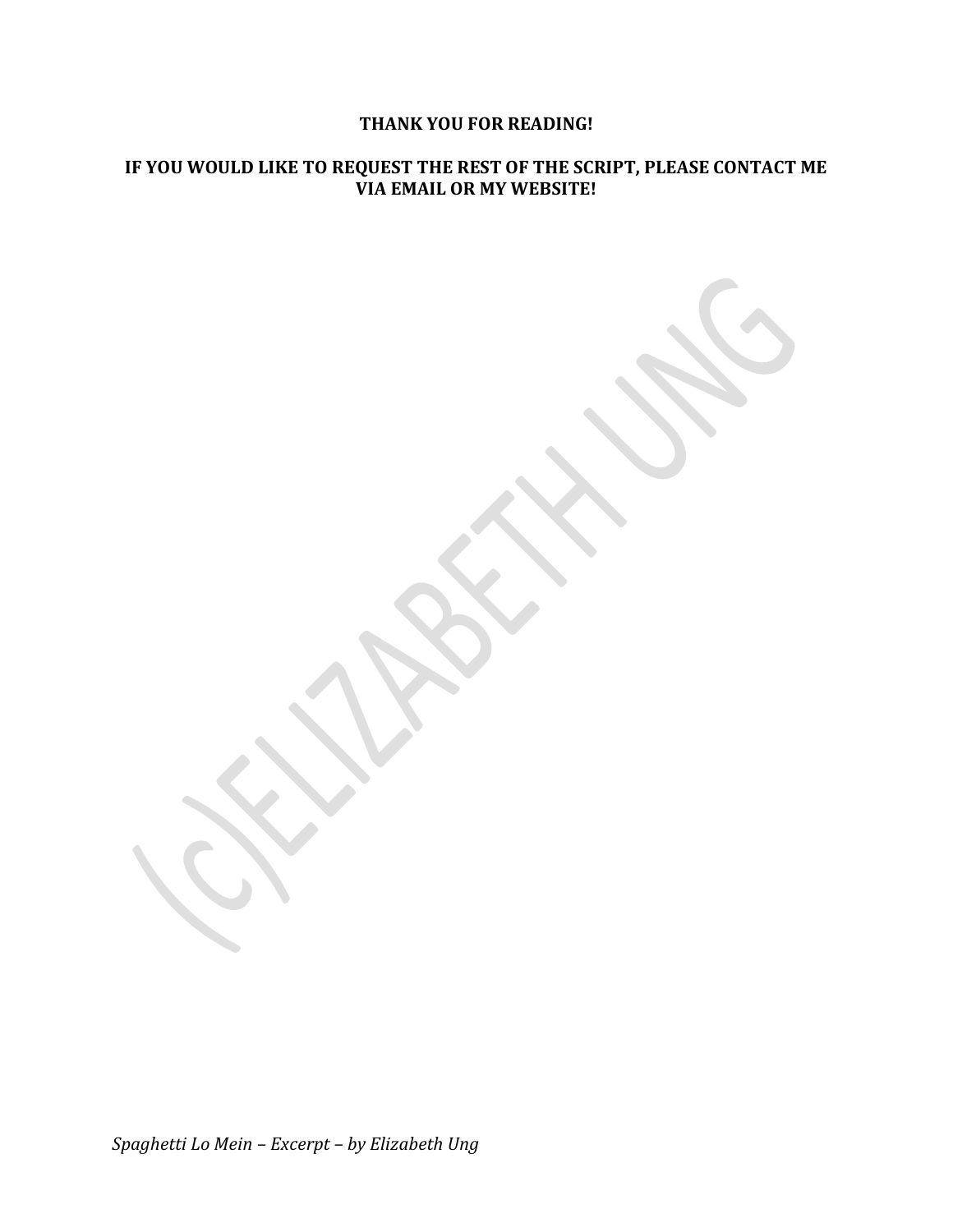**THANK YOU FOR READING!**

**IF YOU WOULD LIKE TO REQUEST THE REST OF THE SCRIPT, PLEASE CONTACT ME VIA EMAIL OR MY WEBSITE!**